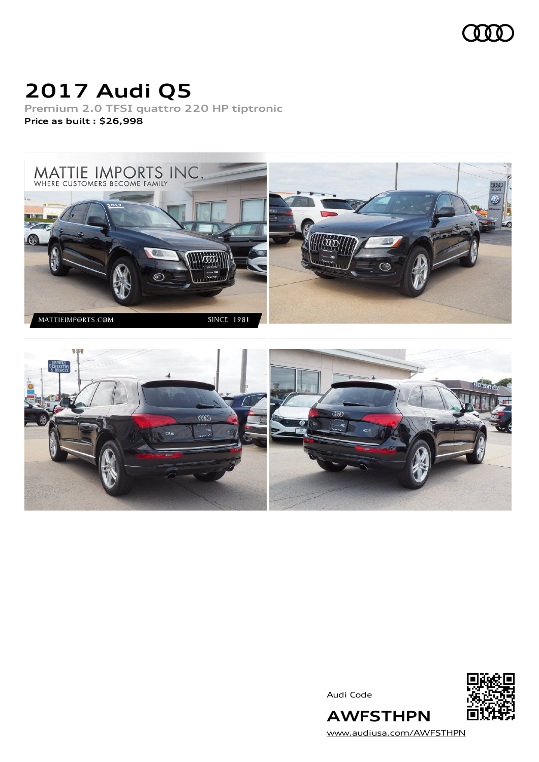# 2017 Audi Q5

**Premium 2.0 TFSI quattro 220 HP tiptronic**

**Price as built : $26,998**

Audi Code

## AWFSTHPN

www.audiusa.com/AWFSTHPN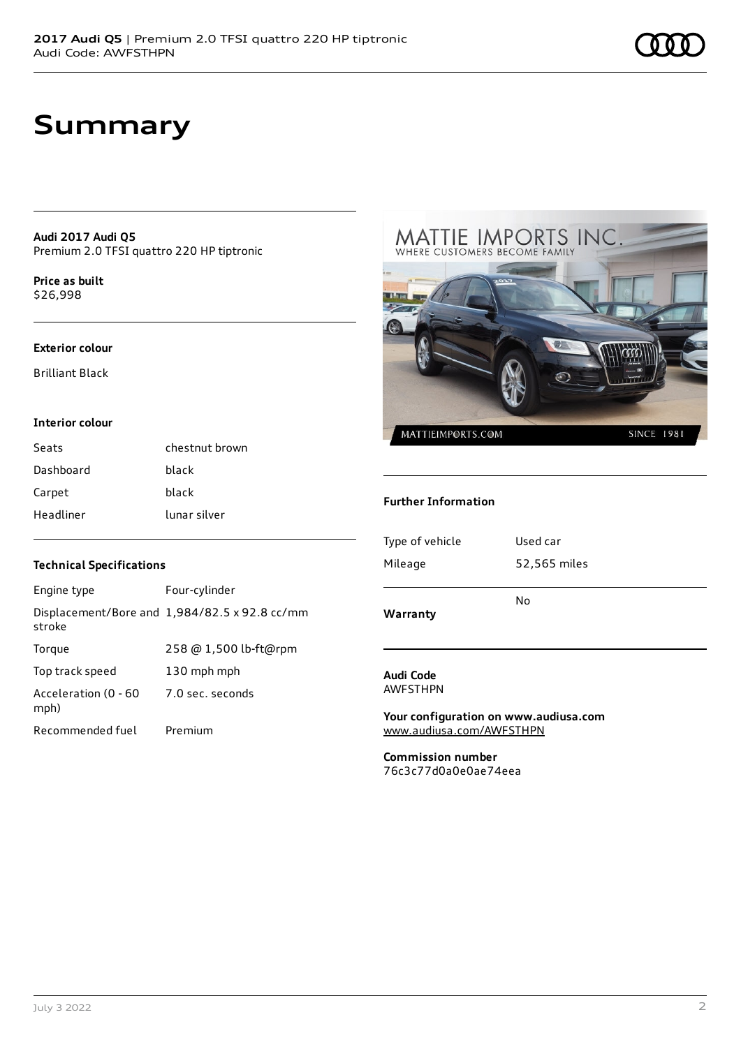# Summary

**Audi 2017 Audi Q5**
Premium 2.0 TFSI quattro 220 HP tiptronic

**Price as built**
$26,998

**Exterior colour**

Brilliant Black

**Interior colour**

| | |
|---|---|
| Seats | chestnut brown |
| Dashboard | black |
| Carpet | black |
| Headliner | lunar silver |

**Technical Specifications**

| | |
|---|---|
| Engine type | Four-cylinder |
| Displacement/Bore and stroke | 1,984/82.5 x 92.8 cc/mm |
| Torque | 258 @ 1,500 lb-ft@rpm |
| Top track speed | 130 mph mph |
| Acceleration (0 - 60 mph) | 7.0 sec. seconds |
| Recommended fuel | Premium |

**Further Information**

| | |
|---|---|
| Type of vehicle | Used car |
| Mileage | 52,565 miles |
| **Warranty** | No |

**Audi Code**
AWFSTHPN

**Your configuration on www.audiusa.com**
www.audiusa.com/AWFSTHPN

**Commission number**
76c3c77d0a0e0ae74eea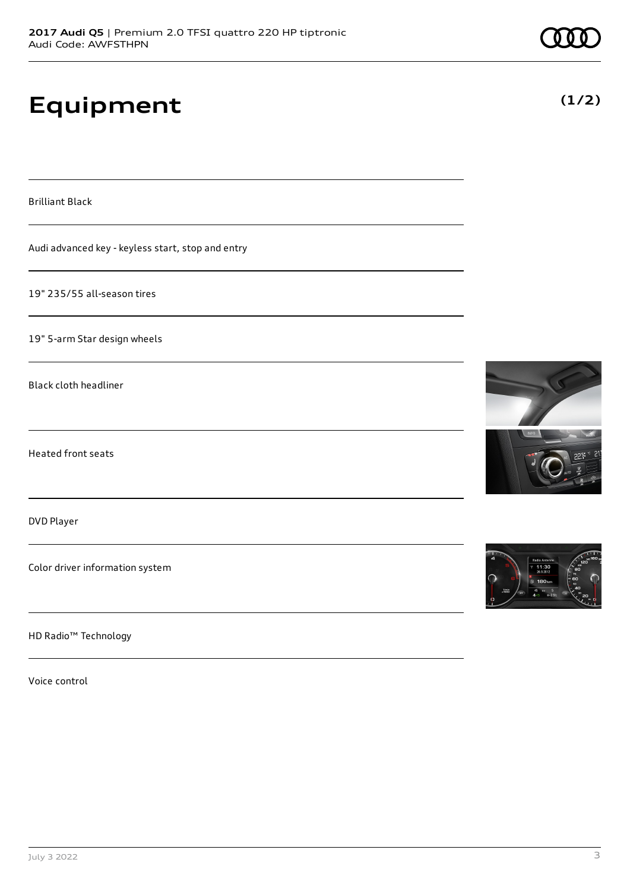# Equipment

**(1/2)**

Brilliant Black

Audi advanced key - keyless start, stop and entry

19" 235/55 all-season tires

19" 5-arm Star design wheels

Black cloth headliner

Heated front seats

DVD Player

Color driver information system

HD Radio™ Technology

Voice control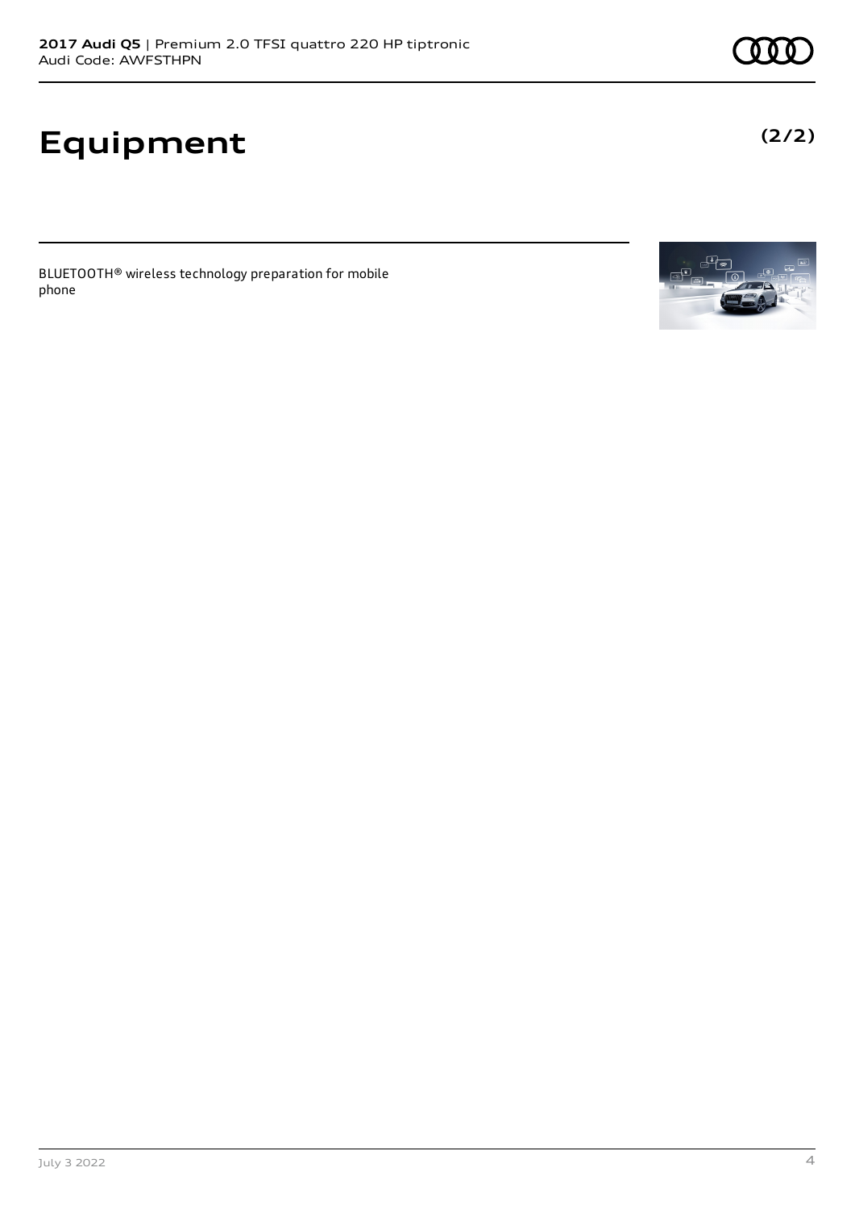# Equipment

**(2/2)**

BLUETOOTH® wireless technology preparation for mobile phone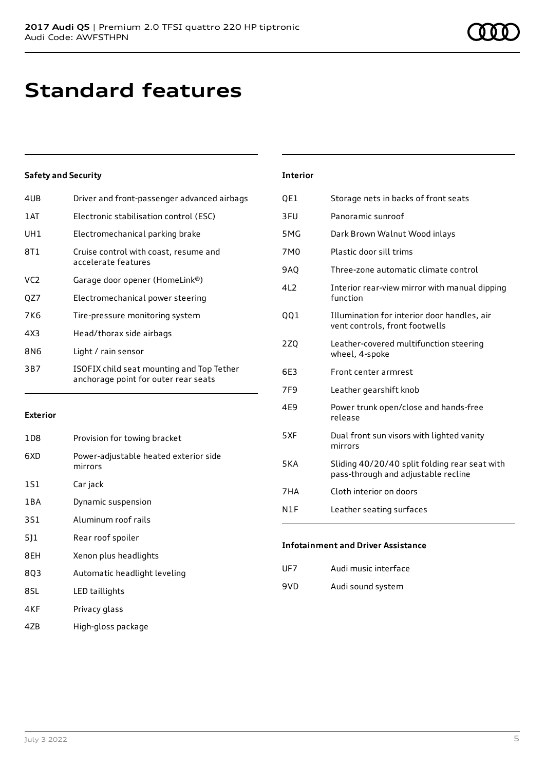# Standard features

### Safety and Security

| | |
|---|---|
| 4UB | Driver and front-passenger advanced airbags |
| 1AT | Electronic stabilisation control (ESC) |
| UH1 | Electromechanical parking brake |
| 8T1 | Cruise control with coast, resume and accelerate features |
| VC2 | Garage door opener (HomeLink®) |
| QZ7 | Electromechanical power steering |
| 7K6 | Tire-pressure monitoring system |
| 4X3 | Head/thorax side airbags |
| 8N6 | Light / rain sensor |
| 3B7 | ISOFIX child seat mounting and Top Tether anchorage point for outer rear seats |

### Exterior

| | |
|---|---|
| 1D8 | Provision for towing bracket |
| 6XD | Power-adjustable heated exterior side mirrors |
| 1S1 | Car jack |
| 1BA | Dynamic suspension |
| 3S1 | Aluminum roof rails |
| 5J1 | Rear roof spoiler |
| 8EH | Xenon plus headlights |
| 8Q3 | Automatic headlight leveling |
| 8SL | LED taillights |
| 4KF | Privacy glass |
| 4ZB | High-gloss package |

### Interior

| | |
|---|---|
| QE1 | Storage nets in backs of front seats |
| 3FU | Panoramic sunroof |
| 5MG | Dark Brown Walnut Wood inlays |
| 7M0 | Plastic door sill trims |
| 9AQ | Three-zone automatic climate control |
| 4L2 | Interior rear-view mirror with manual dipping function |
| QQ1 | Illumination for interior door handles, air vent controls, front footwells |
| 2ZQ | Leather-covered multifunction steering wheel, 4-spoke |
| 6E3 | Front center armrest |
| 7F9 | Leather gearshift knob |
| 4E9 | Power trunk open/close and hands-free release |
| 5XF | Dual front sun visors with lighted vanity mirrors |
| 5KA | Sliding 40/20/40 split folding rear seat with pass-through and adjustable recline |
| 7HA | Cloth interior on doors |
| N1F | Leather seating surfaces |

### Infotainment and Driver Assistance

| | |
|---|---|
| UF7 | Audi music interface |
| 9VD | Audi sound system |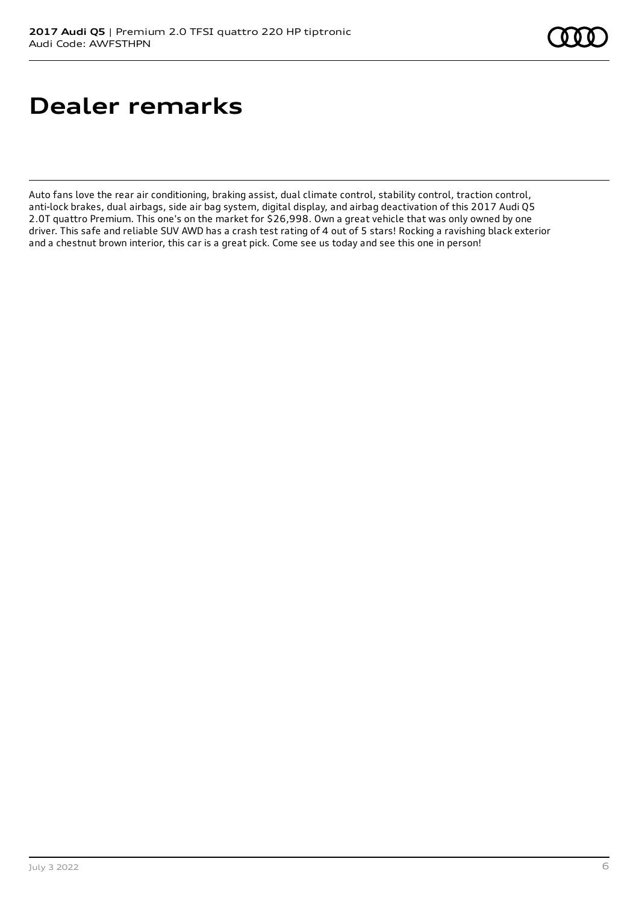# Dealer remarks

Auto fans love the rear air conditioning, braking assist, dual climate control, stability control, traction control, anti-lock brakes, dual airbags, side air bag system, digital display, and airbag deactivation of this 2017 Audi Q5 2.0T quattro Premium. This one's on the market for $26,998. Own a great vehicle that was only owned by one driver. This safe and reliable SUV AWD has a crash test rating of 4 out of 5 stars! Rocking a ravishing black exterior and a chestnut brown interior, this car is a great pick. Come see us today and see this one in person!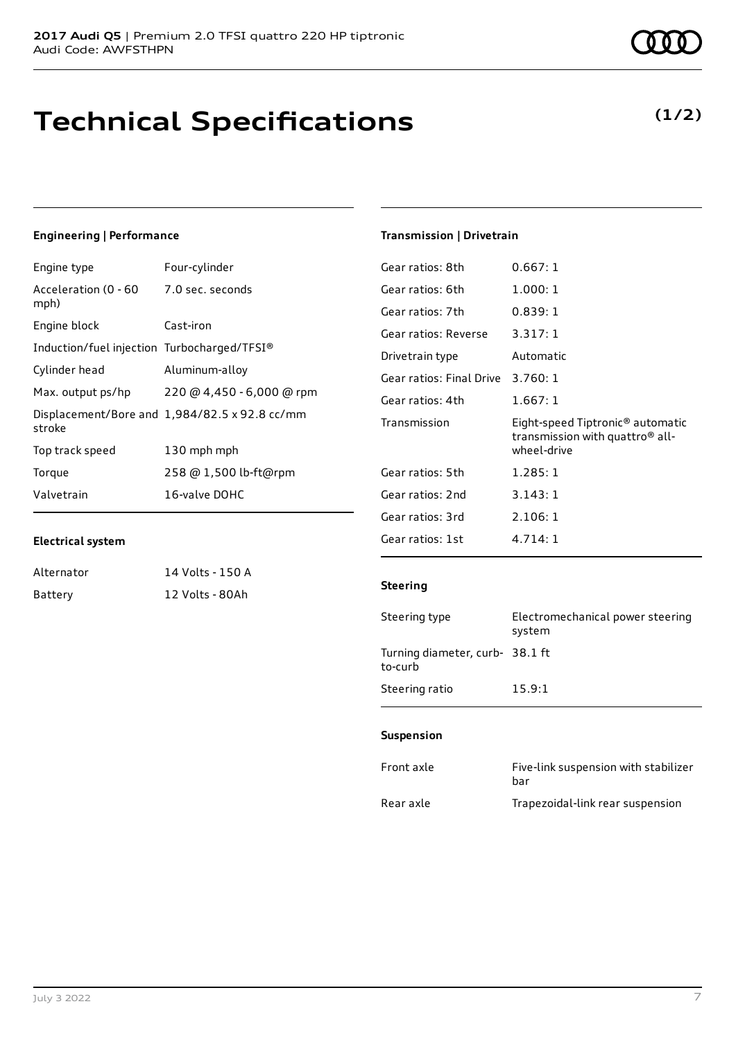# Technical Specifications

**(1/2)**

### Engineering | Performance

| | |
|---|---|
| Engine type | Four-cylinder |
| Acceleration (0 - 60 mph) | 7.0 sec. seconds |
| Engine block | Cast-iron |
| Induction/fuel injection | Turbocharged/TFSI® |
| Cylinder head | Aluminum-alloy |
| Max. output ps/hp | 220 @ 4,450 - 6,000 @ rpm |
| Displacement/Bore and stroke | 1,984/82.5 x 92.8 cc/mm |
| Top track speed | 130 mph mph |
| Torque | 258 @ 1,500 lb-ft@rpm |
| Valvetrain | 16-valve DOHC |

### Electrical system

| | |
|---|---|
| Alternator | 14 Volts - 150 A |
| Battery | 12 Volts - 80Ah |

### Transmission | Drivetrain

| | |
|---|---|
| Gear ratios: 8th | 0.667: 1 |
| Gear ratios: 6th | 1.000: 1 |
| Gear ratios: 7th | 0.839: 1 |
| Gear ratios: Reverse | 3.317: 1 |
| Drivetrain type | Automatic |
| Gear ratios: Final Drive | 3.760: 1 |
| Gear ratios: 4th | 1.667: 1 |
| Transmission | Eight-speed Tiptronic® automatic transmission with quattro® all-wheel-drive |
| Gear ratios: 5th | 1.285: 1 |
| Gear ratios: 2nd | 3.143: 1 |
| Gear ratios: 3rd | 2.106: 1 |
| Gear ratios: 1st | 4.714: 1 |

### Steering

| | |
|---|---|
| Steering type | Electromechanical power steering system |
| Turning diameter, curb-to-curb | 38.1 ft |
| Steering ratio | 15.9:1 |

### Suspension

| | |
|---|---|
| Front axle | Five-link suspension with stabilizer bar |
| Rear axle | Trapezoidal-link rear suspension |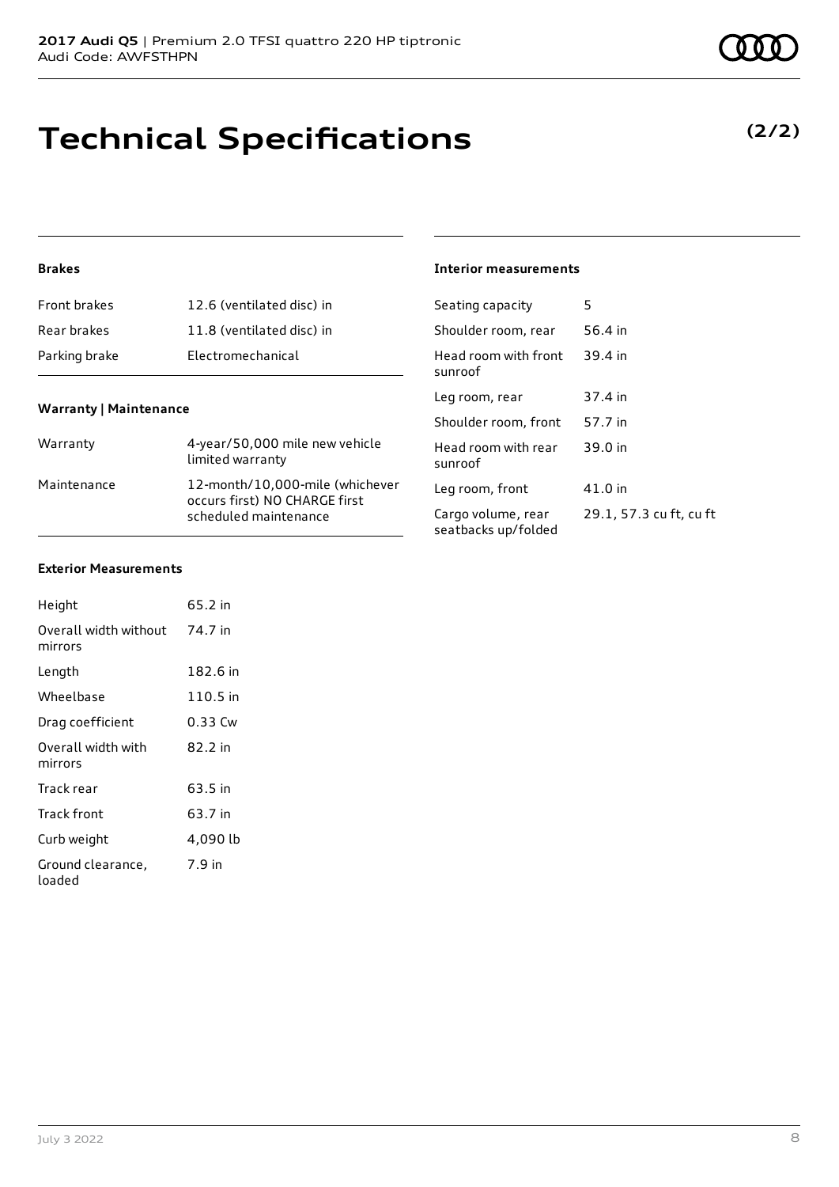# Technical Specifications

**(2/2)**

### Brakes

| | |
|---|---|
| Front brakes | 12.6 (ventilated disc) in |
| Rear brakes | 11.8 (ventilated disc) in |
| Parking brake | Electromechanical |

### Warranty | Maintenance

| | |
|---|---|
| Warranty | 4-year/50,000 mile new vehicle limited warranty |
| Maintenance | 12-month/10,000-mile (whichever occurs first) NO CHARGE first scheduled maintenance |

### Exterior Measurements

| | |
|---|---|
| Height | 65.2 in |
| Overall width without mirrors | 74.7 in |
| Length | 182.6 in |
| Wheelbase | 110.5 in |
| Drag coefficient | 0.33 Cw |
| Overall width with mirrors | 82.2 in |
| Track rear | 63.5 in |
| Track front | 63.7 in |
| Curb weight | 4,090 lb |
| Ground clearance, loaded | 7.9 in |

### Interior measurements

| | |
|---|---|
| Seating capacity | 5 |
| Shoulder room, rear | 56.4 in |
| Head room with front sunroof | 39.4 in |
| Leg room, rear | 37.4 in |
| Shoulder room, front | 57.7 in |
| Head room with rear sunroof | 39.0 in |
| Leg room, front | 41.0 in |
| Cargo volume, rear seatbacks up/folded | 29.1, 57.3 cu ft, cu ft |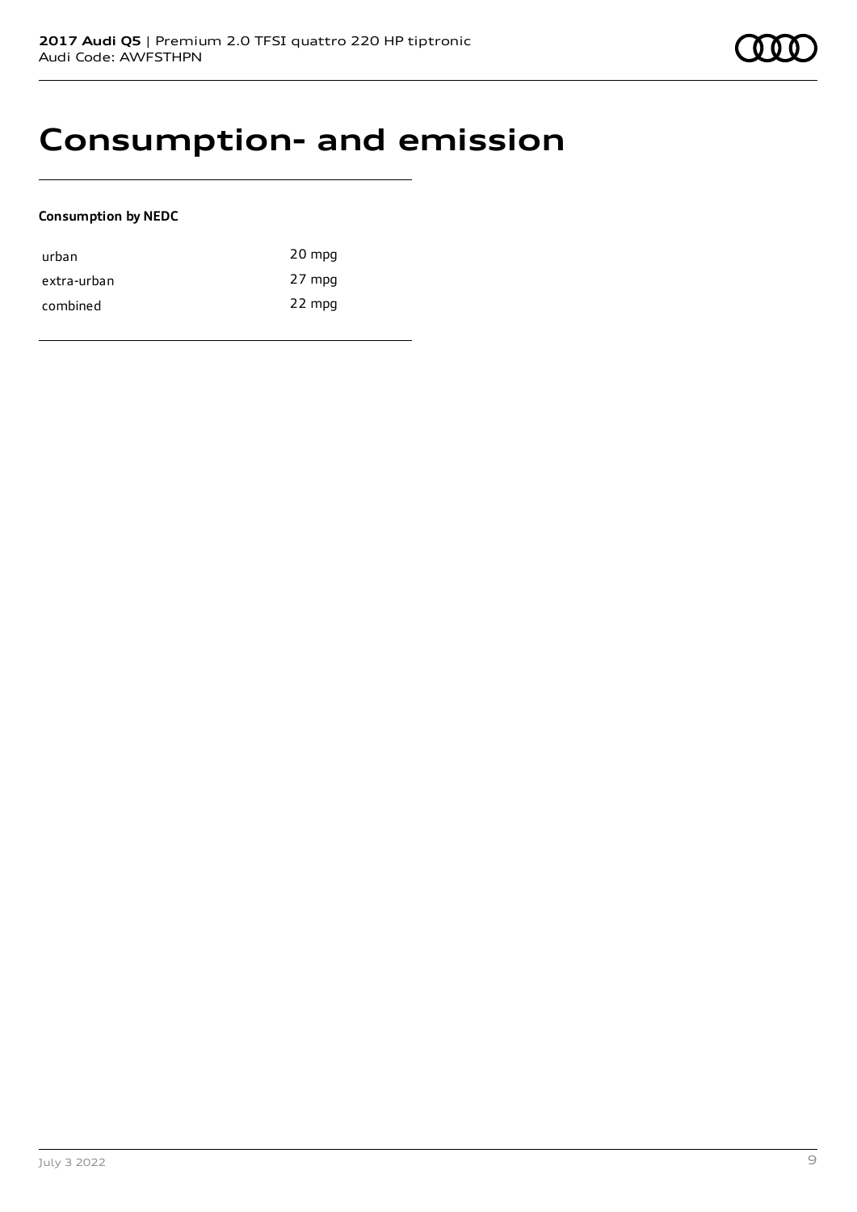# Consumption- and emission

**Consumption by NEDC**

| | |
|---|---|
| urban | 20 mpg |
| extra-urban | 27 mpg |
| combined | 22 mpg |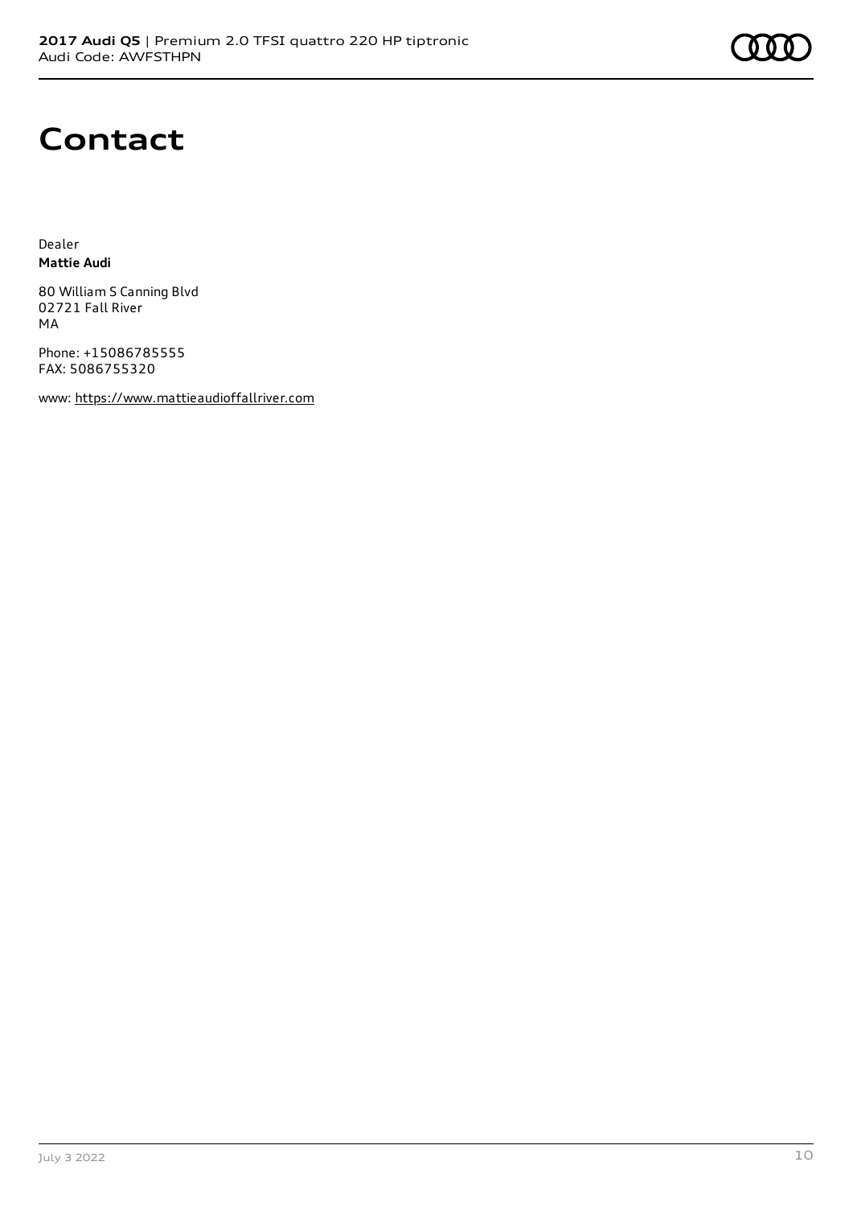# Contact

Dealer
**Mattie Audi**

80 William S Canning Blvd
02721 Fall River
MA

Phone: +15086785555
FAX: 5086755320

www: https://www.mattieaudioffallriver.com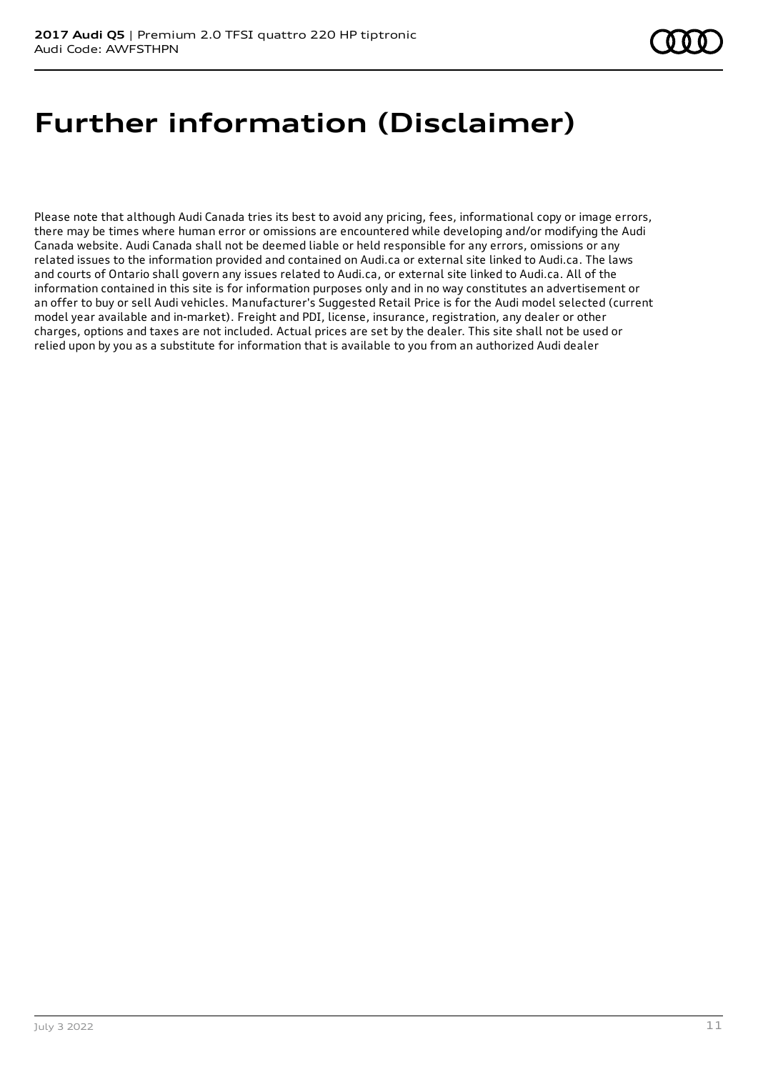# Further information (Disclaimer)

Please note that although Audi Canada tries its best to avoid any pricing, fees, informational copy or image errors, there may be times where human error or omissions are encountered while developing and/or modifying the Audi Canada website. Audi Canada shall not be deemed liable or held responsible for any errors, omissions or any related issues to the information provided and contained on Audi.ca or external site linked to Audi.ca. The laws and courts of Ontario shall govern any issues related to Audi.ca, or external site linked to Audi.ca. All of the information contained in this site is for information purposes only and in no way constitutes an advertisement or an offer to buy or sell Audi vehicles. Manufacturer's Suggested Retail Price is for the Audi model selected (current model year available and in-market). Freight and PDI, license, insurance, registration, any dealer or other charges, options and taxes are not included. Actual prices are set by the dealer. This site shall not be used or relied upon by you as a substitute for information that is available to you from an authorized Audi dealer